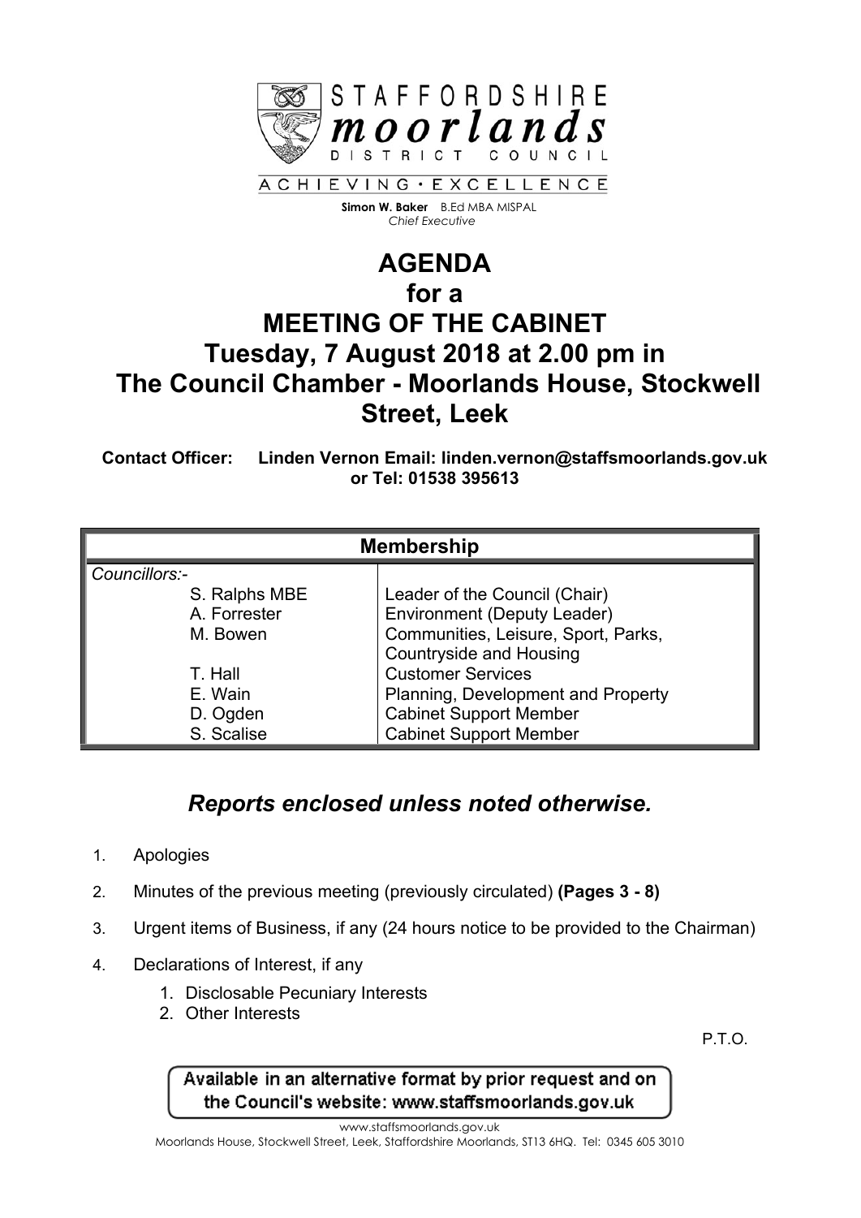STAFFORDSHIRE **moorlands** DISTRICT COUNCIL

ACHIEVING • EXCELLENCE

**Simon W. Baker** B.Ed MBA MISPAL
*Chief Executive*

# AGENDA for a MEETING OF THE CABINET Tuesday, 7 August 2018 at 2.00 pm in The Council Chamber - Moorlands House, Stockwell Street, Leek

**Contact Officer: Linden Vernon Email: linden.vernon@staffsmoorlands.gov.uk or Tel: 01538 395613**

| Membership | |
|---|---|
| *Councillors:-* | |
| S. Ralphs MBE | Leader of the Council (Chair) |
| A. Forrester | Environment (Deputy Leader) |
| M. Bowen | Communities, Leisure, Sport, Parks, Countryside and Housing |
| T. Hall | Customer Services |
| E. Wain | Planning, Development and Property |
| D. Ogden | Cabinet Support Member |
| S. Scalise | Cabinet Support Member |

## *Reports enclosed unless noted otherwise.*

1. Apologies
2. Minutes of the previous meeting (previously circulated) **(Pages 3 - 8)**
3. Urgent items of Business, if any (24 hours notice to be provided to the Chairman)
4. Declarations of Interest, if any
    1. Disclosable Pecuniary Interests
    2. Other Interests

P.T.O.

Available in an alternative format by prior request and on the Council's website: www.staffsmoorlands.gov.uk

www.staffsmoorlands.gov.uk
Moorlands House, Stockwell Street, Leek, Staffordshire Moorlands, ST13 6HQ. Tel: 0345 605 3010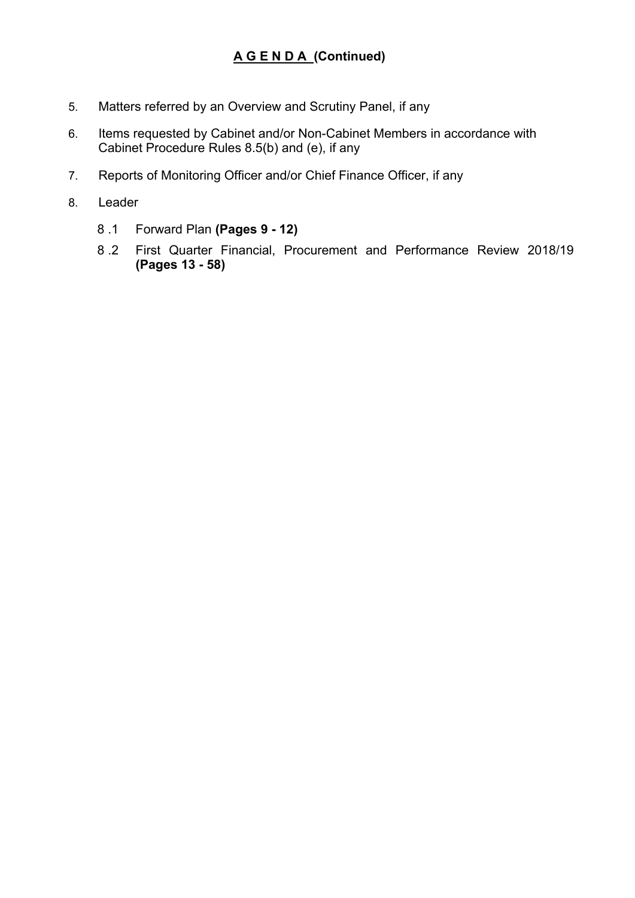## **A G E N D A (Continued)**

5. Matters referred by an Overview and Scrutiny Panel, if any

6. Items requested by Cabinet and/or Non-Cabinet Members in accordance with Cabinet Procedure Rules 8.5(b) and (e), if any

7. Reports of Monitoring Officer and/or Chief Finance Officer, if any

8. Leader

   8 .1 Forward Plan **(Pages 9 - 12)**

   8 .2 First Quarter Financial, Procurement and Performance Review 2018/19 **(Pages 13 - 58)**